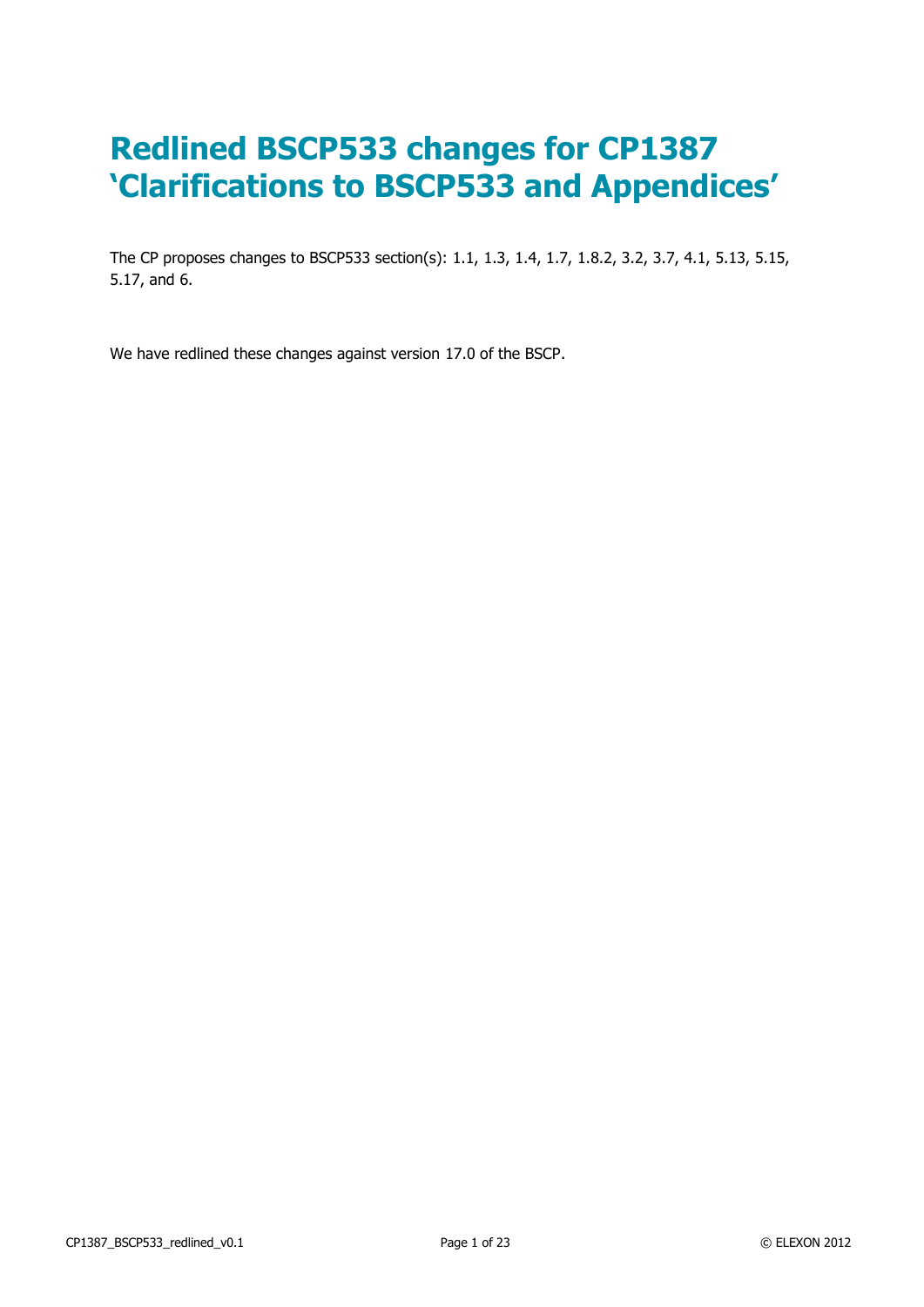# Redlined BSCP533 changes for CP1387 'Clarifications to BSCP533 and Appendices'

The CP proposes changes to BSCP533 section(s): 1.1, 1.3, 1.4, 1.7, 1.8.2, 3.2, 3.7, 4.1, 5.13, 5.15, 5.17, and 6.

We have redlined these changes against version 17.0 of the BSCP.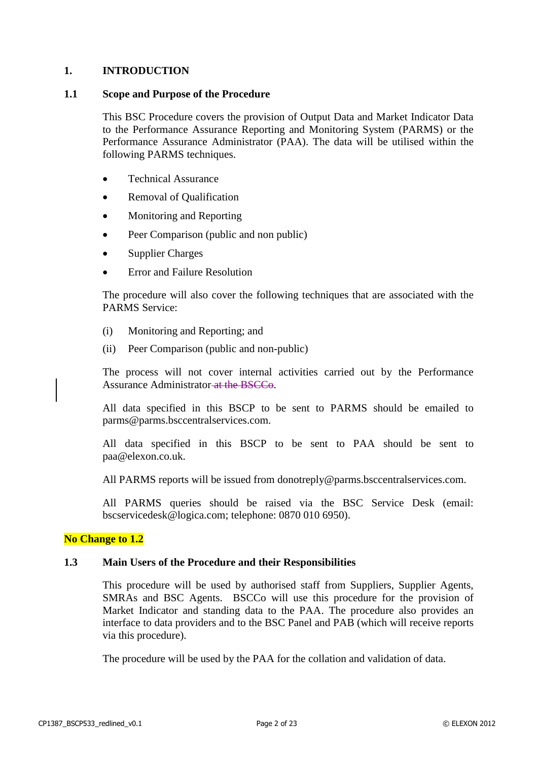# 1. INTRODUCTION

## 1.1 Scope and Purpose of the Procedure

This BSC Procedure covers the provision of Output Data and Market Indicator Data to the Performance Assurance Reporting and Monitoring System (PARMS) or the Performance Assurance Administrator (PAA). The data will be utilised within the following PARMS techniques.

- Technical Assurance
- Removal of Qualification
- Monitoring and Reporting
- Peer Comparison (public and non public)
- Supplier Charges
- Error and Failure Resolution

The procedure will also cover the following techniques that are associated with the PARMS Service:

(i) Monitoring and Reporting; and

(ii) Peer Comparison (public and non-public)

The process will not cover internal activities carried out by the Performance Assurance Administrator ~~at the BSCCo~~.

All data specified in this BSCP to be sent to PARMS should be emailed to parms@parms.bsccentralservices.com.

All data specified in this BSCP to be sent to PAA should be sent to paa@elexon.co.uk.

All PARMS reports will be issued from donotreply@parms.bsccentralservices.com.

All PARMS queries should be raised via the BSC Service Desk (email: bscservicedesk@logica.com; telephone: 0870 010 6950).

**No Change to 1.2**

## 1.3 Main Users of the Procedure and their Responsibilities

This procedure will be used by authorised staff from Suppliers, Supplier Agents, SMRAs and BSC Agents. BSCCo will use this procedure for the provision of Market Indicator and standing data to the PAA. The procedure also provides an interface to data providers and to the BSC Panel and PAB (which will receive reports via this procedure).

The procedure will be used by the PAA for the collation and validation of data.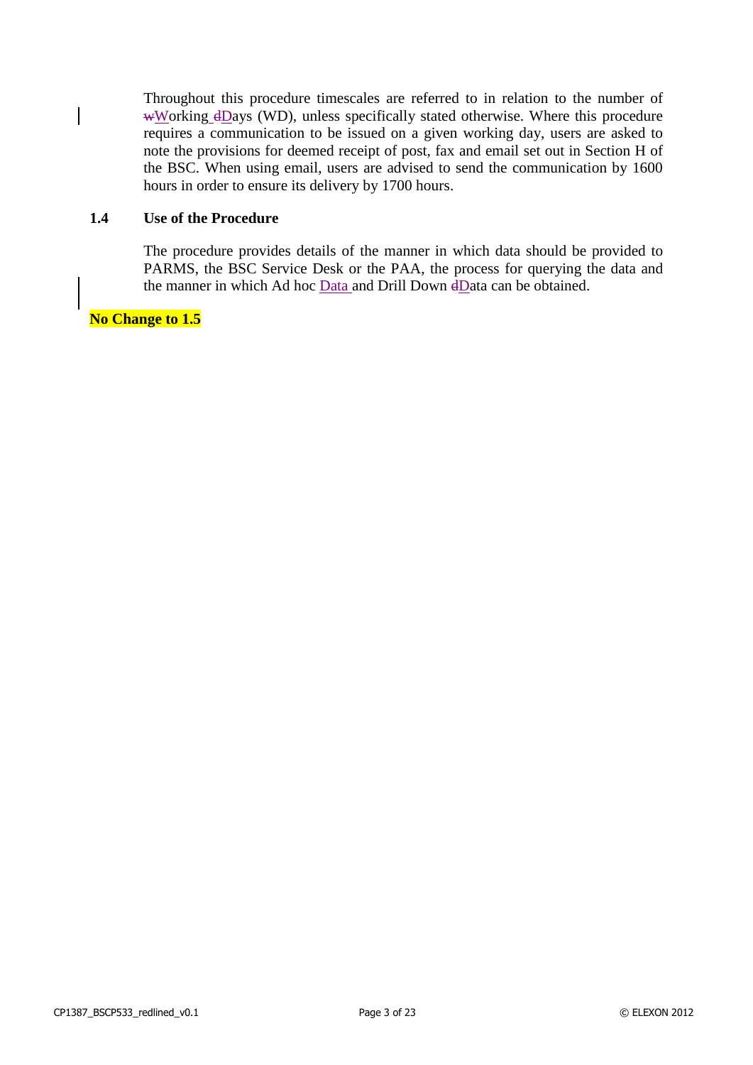Throughout this procedure timescales are referred to in relation to the number of ~~w~~Working ~~d~~Days (WD), unless specifically stated otherwise. Where this procedure requires a communication to be issued on a given working day, users are asked to note the provisions for deemed receipt of post, fax and email set out in Section H of the BSC. When using email, users are advised to send the communication by 1600 hours in order to ensure its delivery by 1700 hours.

### 1.4 Use of the Procedure

The procedure provides details of the manner in which data should be provided to PARMS, the BSC Service Desk or the PAA, the process for querying the data and the manner in which Ad hoc Data and Drill Down ~~d~~Data can be obtained.

**No Change to 1.5**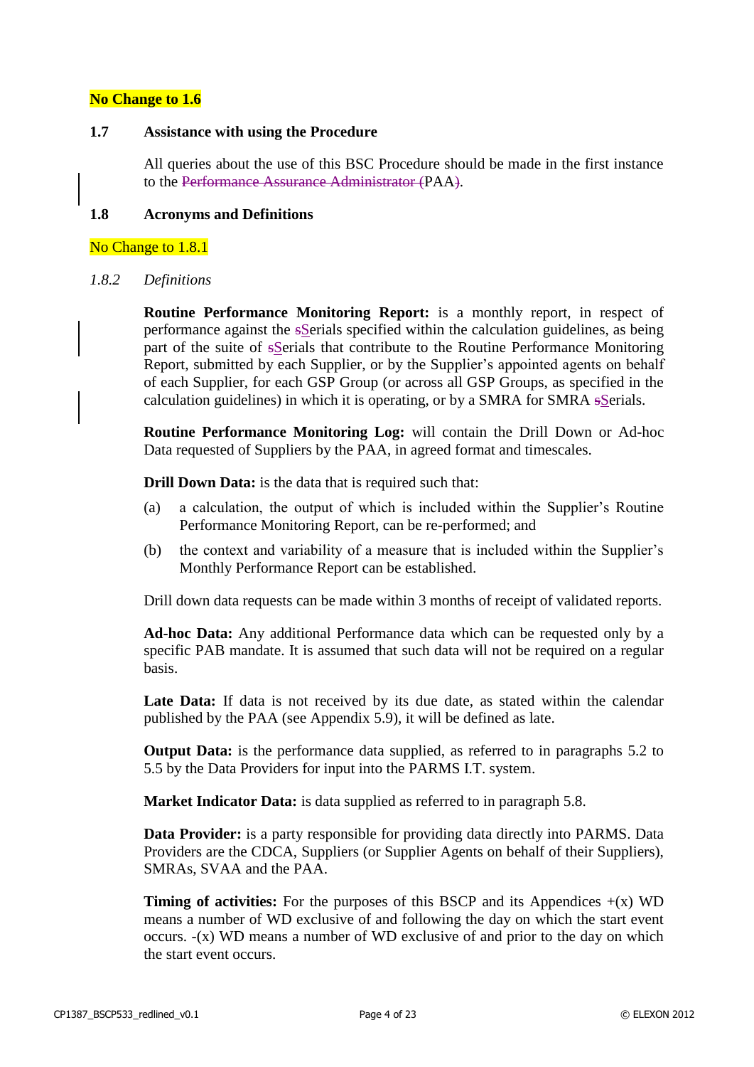**No Change to 1.6**

## 1.7 Assistance with using the Procedure

All queries about the use of this BSC Procedure should be made in the first instance to the Performance Assurance Administrator (PAA).

## 1.8 Acronyms and Definitions

No Change to 1.8.1

### *1.8.2 Definitions*

**Routine Performance Monitoring Report:** is a monthly report, in respect of performance against the sSerials specified within the calculation guidelines, as being part of the suite of sSerials that contribute to the Routine Performance Monitoring Report, submitted by each Supplier, or by the Supplier's appointed agents on behalf of each Supplier, for each GSP Group (or across all GSP Groups, as specified in the calculation guidelines) in which it is operating, or by a SMRA for SMRA sSerials.

**Routine Performance Monitoring Log:** will contain the Drill Down or Ad-hoc Data requested of Suppliers by the PAA, in agreed format and timescales.

**Drill Down Data:** is the data that is required such that:

(a) a calculation, the output of which is included within the Supplier's Routine Performance Monitoring Report, can be re-performed; and

(b) the context and variability of a measure that is included within the Supplier's Monthly Performance Report can be established.

Drill down data requests can be made within 3 months of receipt of validated reports.

**Ad-hoc Data:** Any additional Performance data which can be requested only by a specific PAB mandate. It is assumed that such data will not be required on a regular basis.

**Late Data:** If data is not received by its due date, as stated within the calendar published by the PAA (see Appendix 5.9), it will be defined as late.

**Output Data:** is the performance data supplied, as referred to in paragraphs 5.2 to 5.5 by the Data Providers for input into the PARMS I.T. system.

**Market Indicator Data:** is data supplied as referred to in paragraph 5.8.

**Data Provider:** is a party responsible for providing data directly into PARMS. Data Providers are the CDCA, Suppliers (or Supplier Agents on behalf of their Suppliers), SMRAs, SVAA and the PAA.

**Timing of activities:** For the purposes of this BSCP and its Appendices +(x) WD means a number of WD exclusive of and following the day on which the start event occurs. -(x) WD means a number of WD exclusive of and prior to the day on which the start event occurs.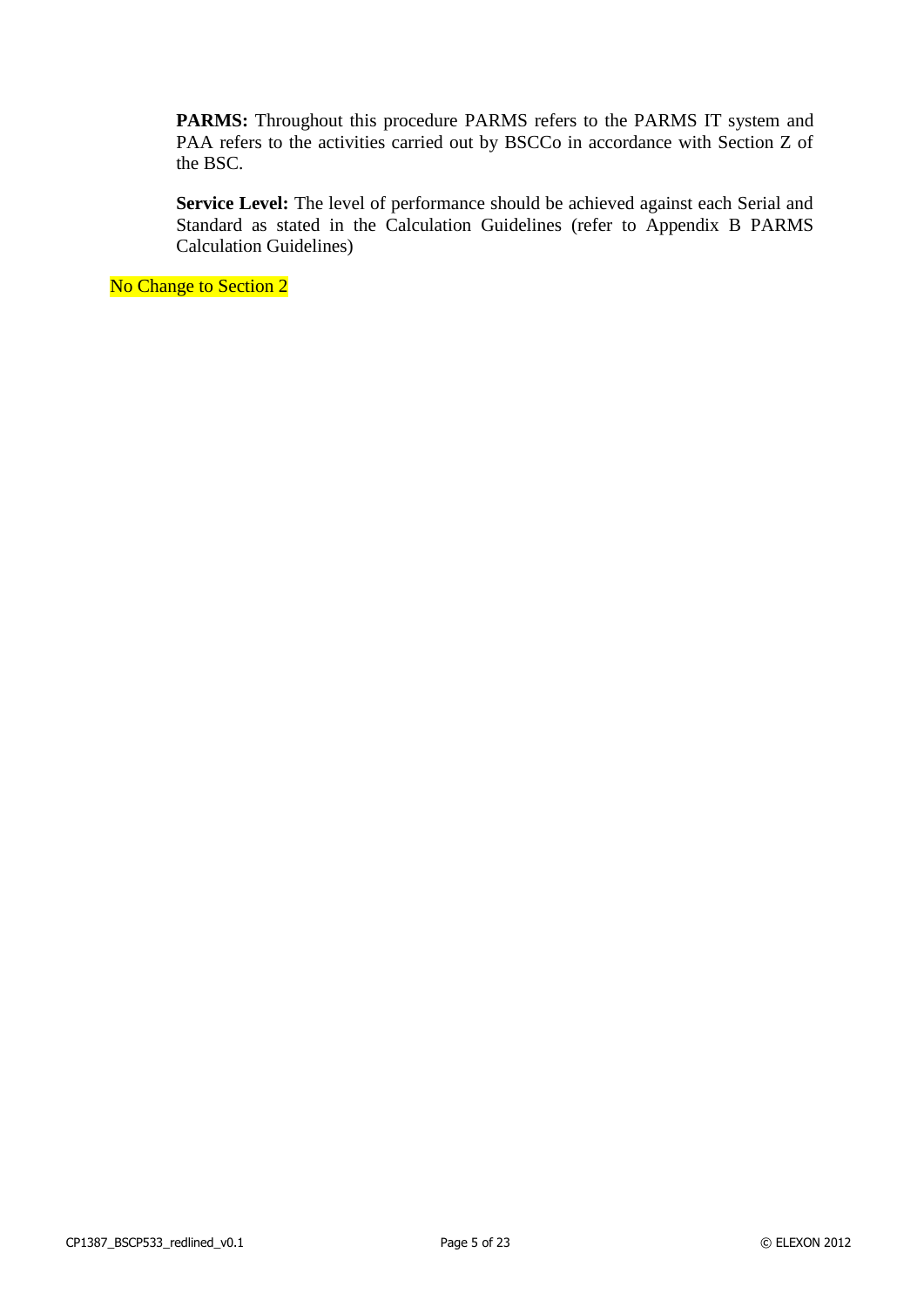**PARMS:** Throughout this procedure PARMS refers to the PARMS IT system and PAA refers to the activities carried out by BSCCo in accordance with Section Z of the BSC.

**Service Level:** The level of performance should be achieved against each Serial and Standard as stated in the Calculation Guidelines (refer to Appendix B PARMS Calculation Guidelines)

No Change to Section 2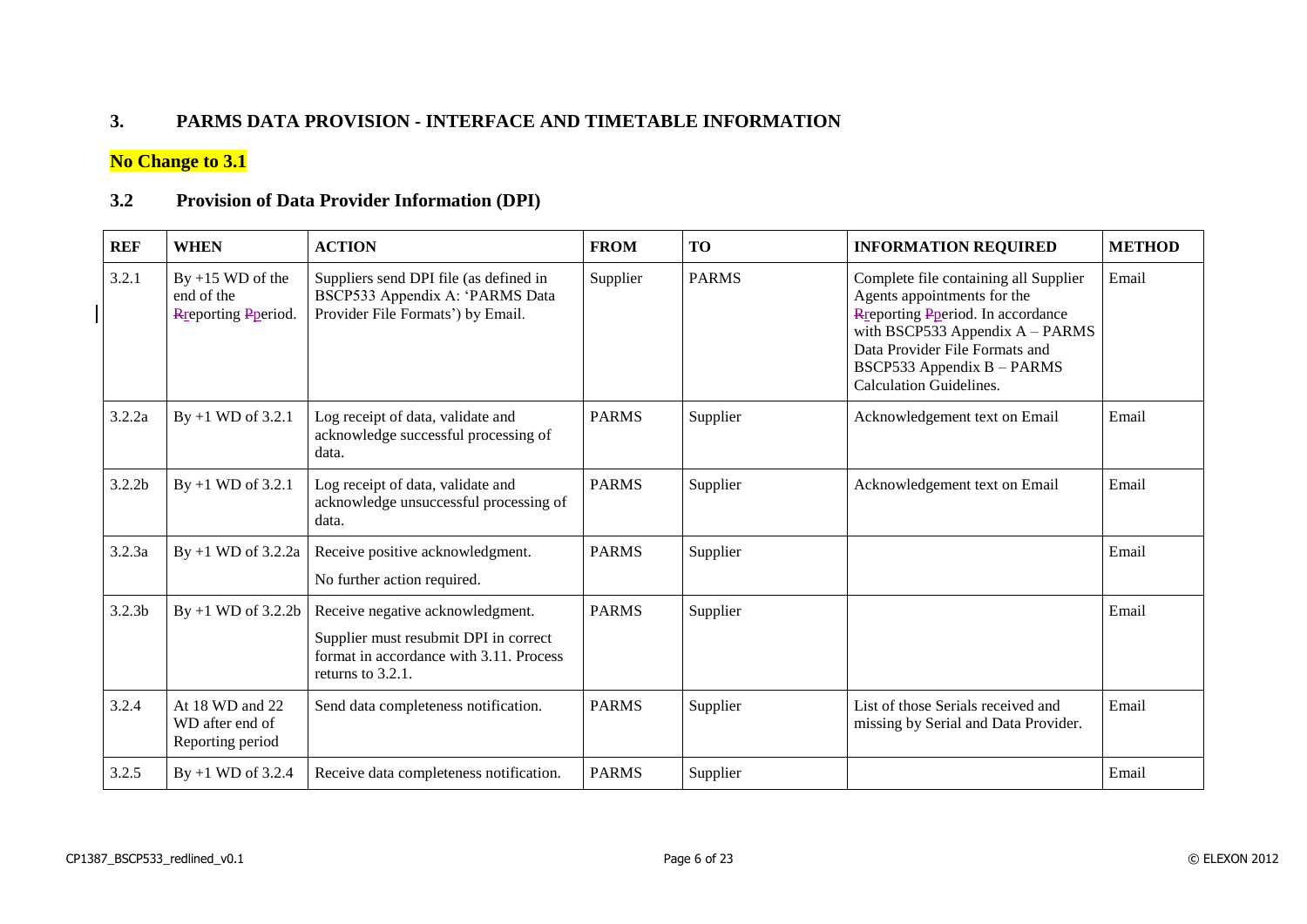## 3. PARMS DATA PROVISION - INTERFACE AND TIMETABLE INFORMATION

**No Change to 3.1**

### 3.2 Provision of Data Provider Information (DPI)

| REF | WHEN | ACTION | FROM | TO | INFORMATION REQUIRED | METHOD |
|---|---|---|---|---|---|---|
| 3.2.1 | By +15 WD of the end of the Rreporting Pperiod. | Suppliers send DPI file (as defined in BSCP533 Appendix A: 'PARMS Data Provider File Formats') by Email. | Supplier | PARMS | Complete file containing all Supplier Agents appointments for the Rreporting Pperiod. In accordance with BSCP533 Appendix A – PARMS Data Provider File Formats and BSCP533 Appendix B – PARMS Calculation Guidelines. | Email |
| 3.2.2a | By +1 WD of 3.2.1 | Log receipt of data, validate and acknowledge successful processing of data. | PARMS | Supplier | Acknowledgement text on Email | Email |
| 3.2.2b | By +1 WD of 3.2.1 | Log receipt of data, validate and acknowledge unsuccessful processing of data. | PARMS | Supplier | Acknowledgement text on Email | Email |
| 3.2.3a | By +1 WD of 3.2.2a | Receive positive acknowledgment.<br>No further action required. | PARMS | Supplier | | Email |
| 3.2.3b | By +1 WD of 3.2.2b | Receive negative acknowledgment.<br>Supplier must resubmit DPI in correct format in accordance with 3.11. Process returns to 3.2.1. | PARMS | Supplier | | Email |
| 3.2.4 | At 18 WD and 22 WD after end of Reporting period | Send data completeness notification. | PARMS | Supplier | List of those Serials received and missing by Serial and Data Provider. | Email |
| 3.2.5 | By +1 WD of 3.2.4 | Receive data completeness notification. | PARMS | Supplier | | Email |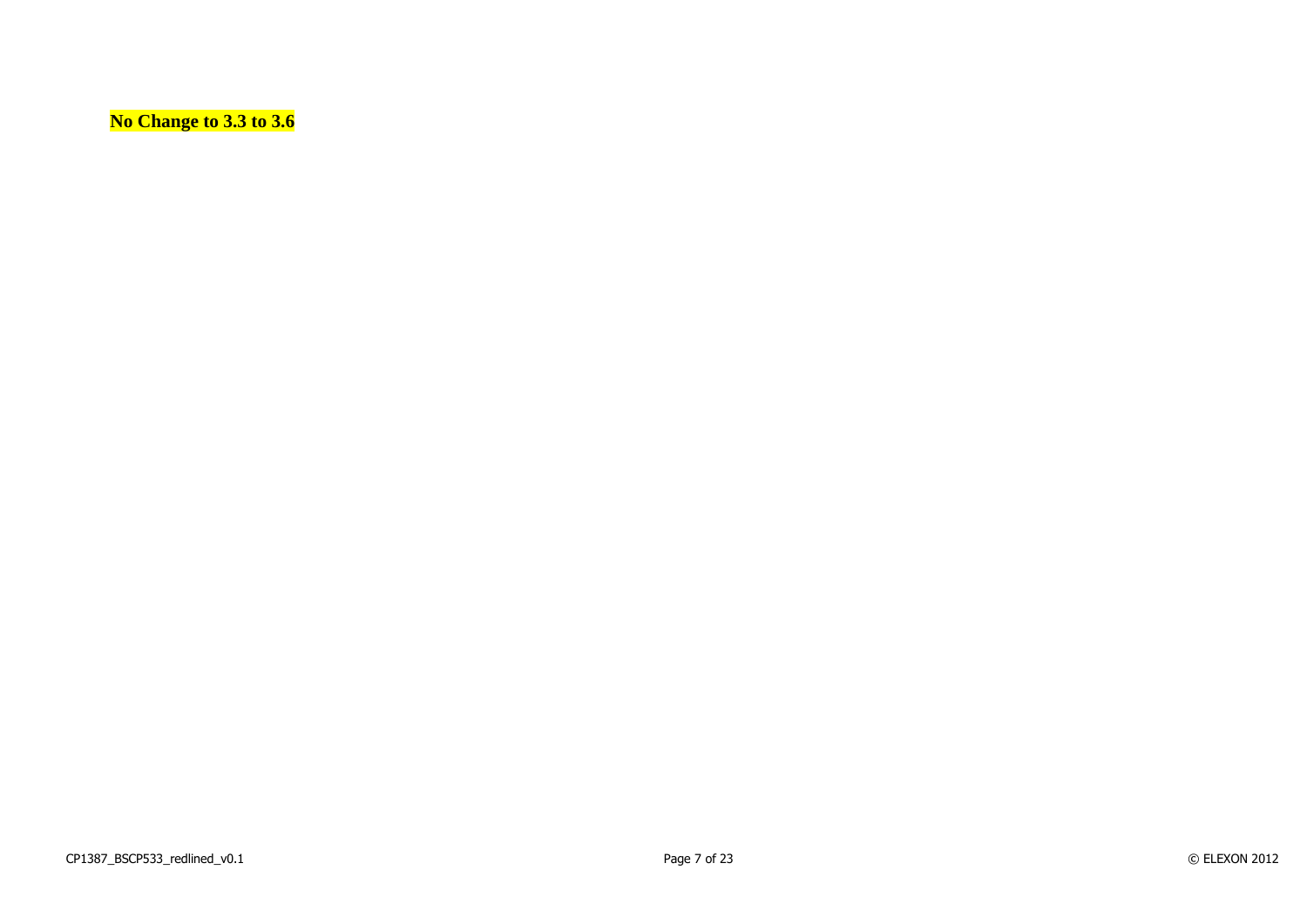**No Change to 3.3 to 3.6**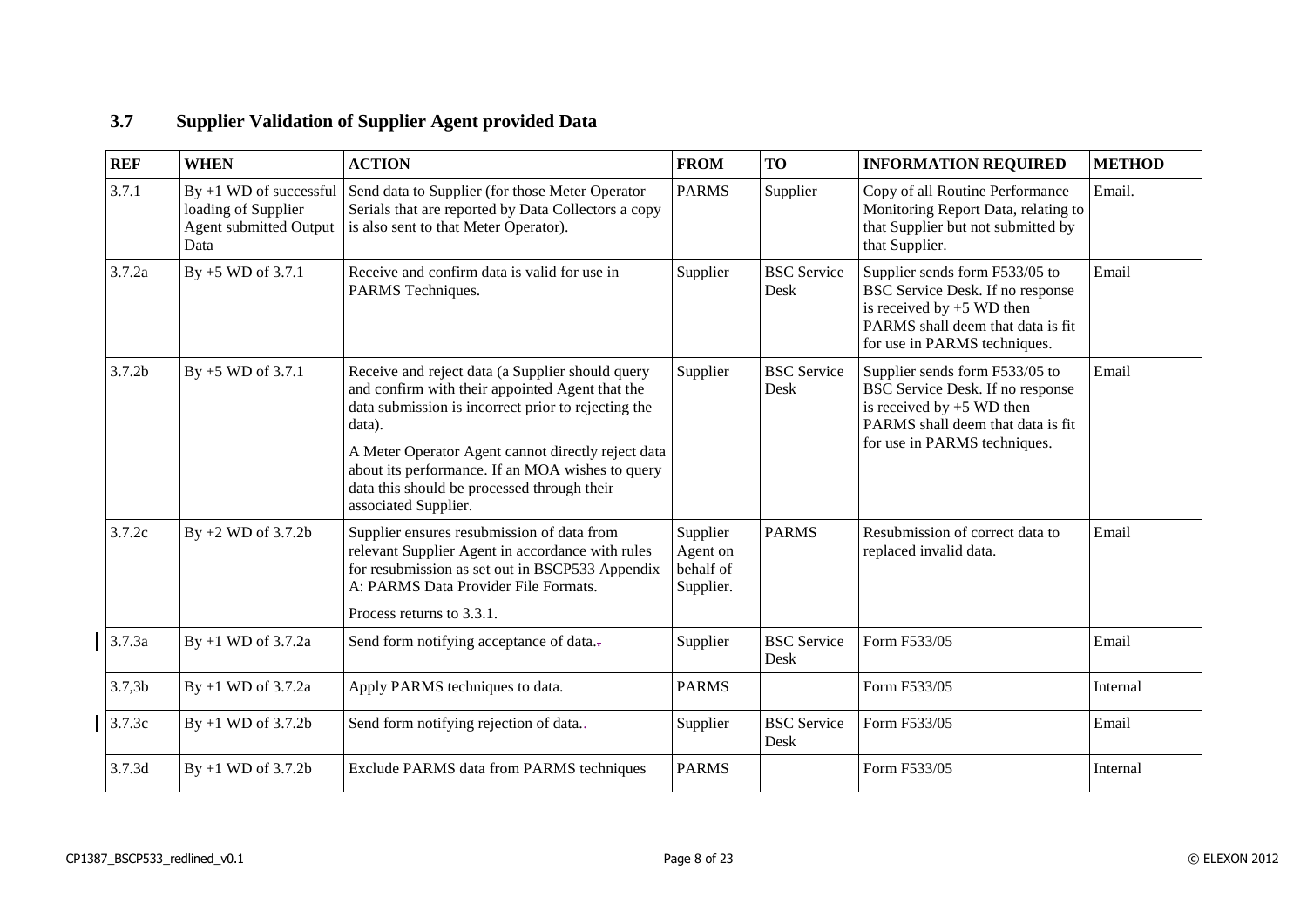## 3.7 Supplier Validation of Supplier Agent provided Data

| REF | WHEN | ACTION | FROM | TO | INFORMATION REQUIRED | METHOD |
|---|---|---|---|---|---|---|
| 3.7.1 | By +1 WD of successful loading of Supplier Agent submitted Output Data | Send data to Supplier (for those Meter Operator Serials that are reported by Data Collectors a copy is also sent to that Meter Operator). | PARMS | Supplier | Copy of all Routine Performance Monitoring Report Data, relating to that Supplier but not submitted by that Supplier. | Email. |
| 3.7.2a | By +5 WD of 3.7.1 | Receive and confirm data is valid for use in PARMS Techniques. | Supplier | BSC Service Desk | Supplier sends form F533/05 to BSC Service Desk. If no response is received by +5 WD then PARMS shall deem that data is fit for use in PARMS techniques. | Email |
| 3.7.2b | By +5 WD of 3.7.1 | Receive and reject data (a Supplier should query and confirm with their appointed Agent that the data submission is incorrect prior to rejecting the data).<br><br>A Meter Operator Agent cannot directly reject data about its performance. If an MOA wishes to query data this should be processed through their associated Supplier. | Supplier | BSC Service Desk | Supplier sends form F533/05 to BSC Service Desk. If no response is received by +5 WD then PARMS shall deem that data is fit for use in PARMS techniques. | Email |
| 3.7.2c | By +2 WD of 3.7.2b | Supplier ensures resubmission of data from relevant Supplier Agent in accordance with rules for resubmission as set out in BSCP533 Appendix A: PARMS Data Provider File Formats.<br><br>Process returns to 3.3.1. | Supplier Agent on behalf of Supplier. | PARMS | Resubmission of correct data to replaced invalid data. | Email |
| 3.7.3a | By +1 WD of 3.7.2a | Send form notifying acceptance of data. | Supplier | BSC Service Desk | Form F533/05 | Email |
| 3.7,3b | By +1 WD of 3.7.2a | Apply PARMS techniques to data. | PARMS | | Form F533/05 | Internal |
| 3.7.3c | By +1 WD of 3.7.2b | Send form notifying rejection of data. | Supplier | BSC Service Desk | Form F533/05 | Email |
| 3.7.3d | By +1 WD of 3.7.2b | Exclude PARMS data from PARMS techniques | PARMS | | Form F533/05 | Internal |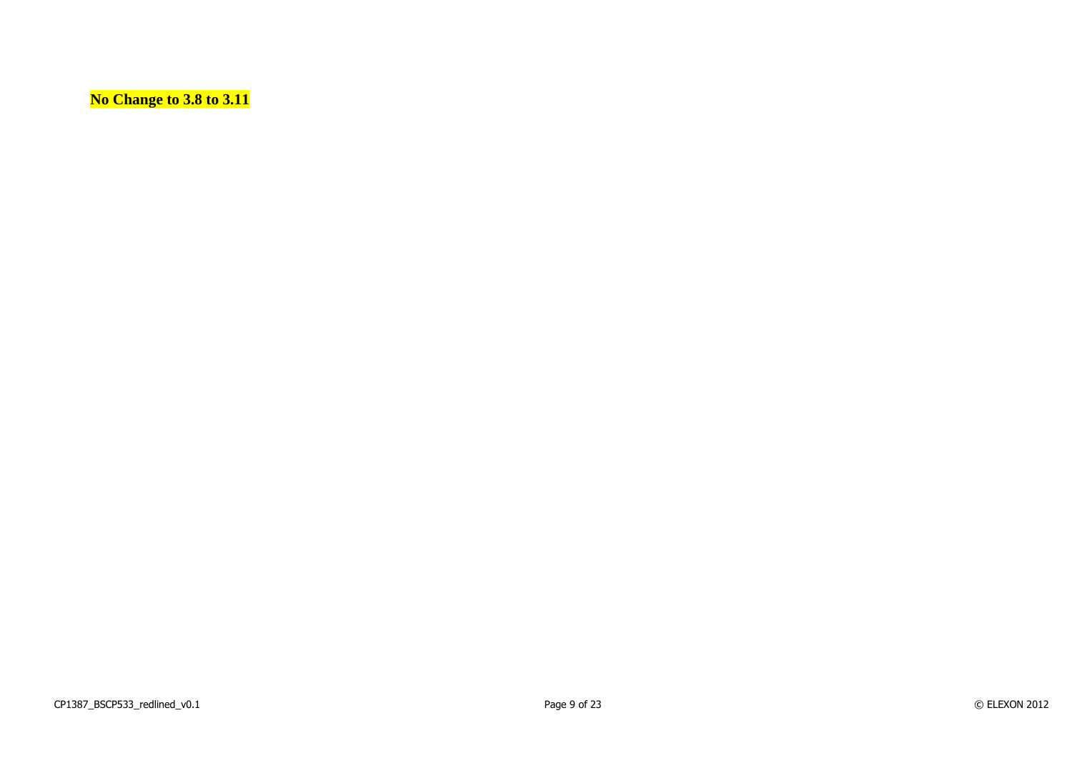**No Change to 3.8 to 3.11**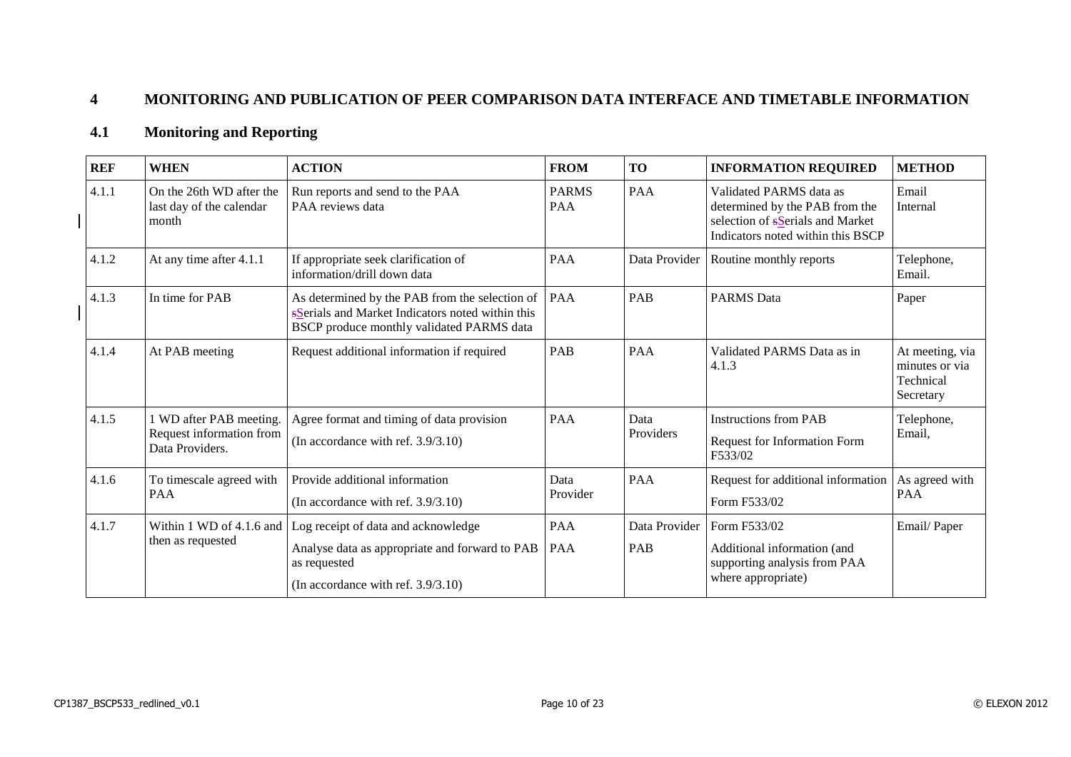## 4 MONITORING AND PUBLICATION OF PEER COMPARISON DATA INTERFACE AND TIMETABLE INFORMATION

### 4.1 Monitoring and Reporting

| REF | WHEN | ACTION | FROM | TO | INFORMATION REQUIRED | METHOD |
|---|---|---|---|---|---|---|
| 4.1.1 | On the 26th WD after the last day of the calendar month | Run reports and send to the PAA<br>PAA reviews data | PARMS<br>PAA | PAA | Validated PARMS data as determined by the PAB from the selection of sSerials and Market Indicators noted within this BSCP | Email<br>Internal |
| 4.1.2 | At any time after 4.1.1 | If appropriate seek clarification of information/drill down data | PAA | Data Provider | Routine monthly reports | Telephone, Email. |
| 4.1.3 | In time for PAB | As determined by the PAB from the selection of sSerials and Market Indicators noted within this BSCP produce monthly validated PARMS data | PAA | PAB | PARMS Data | Paper |
| 4.1.4 | At PAB meeting | Request additional information if required | PAB | PAA | Validated PARMS Data as in 4.1.3 | At meeting, via minutes or via Technical Secretary |
| 4.1.5 | 1 WD after PAB meeting. Request information from Data Providers. | Agree format and timing of data provision<br>(In accordance with ref. 3.9/3.10) | PAA | Data Providers | Instructions from PAB<br>Request for Information Form F533/02 | Telephone, Email, |
| 4.1.6 | To timescale agreed with PAA | Provide additional information<br>(In accordance with ref. 3.9/3.10) | Data Provider | PAA | Request for additional information<br>Form F533/02 | As agreed with PAA |
| 4.1.7 | Within 1 WD of 4.1.6 and then as requested | Log receipt of data and acknowledge<br>Analyse data as appropriate and forward to PAB as requested<br>(In accordance with ref. 3.9/3.10) | PAA<br>PAA | Data Provider<br>PAB | Form F533/02<br>Additional information (and supporting analysis from PAA where appropriate) | Email/ Paper |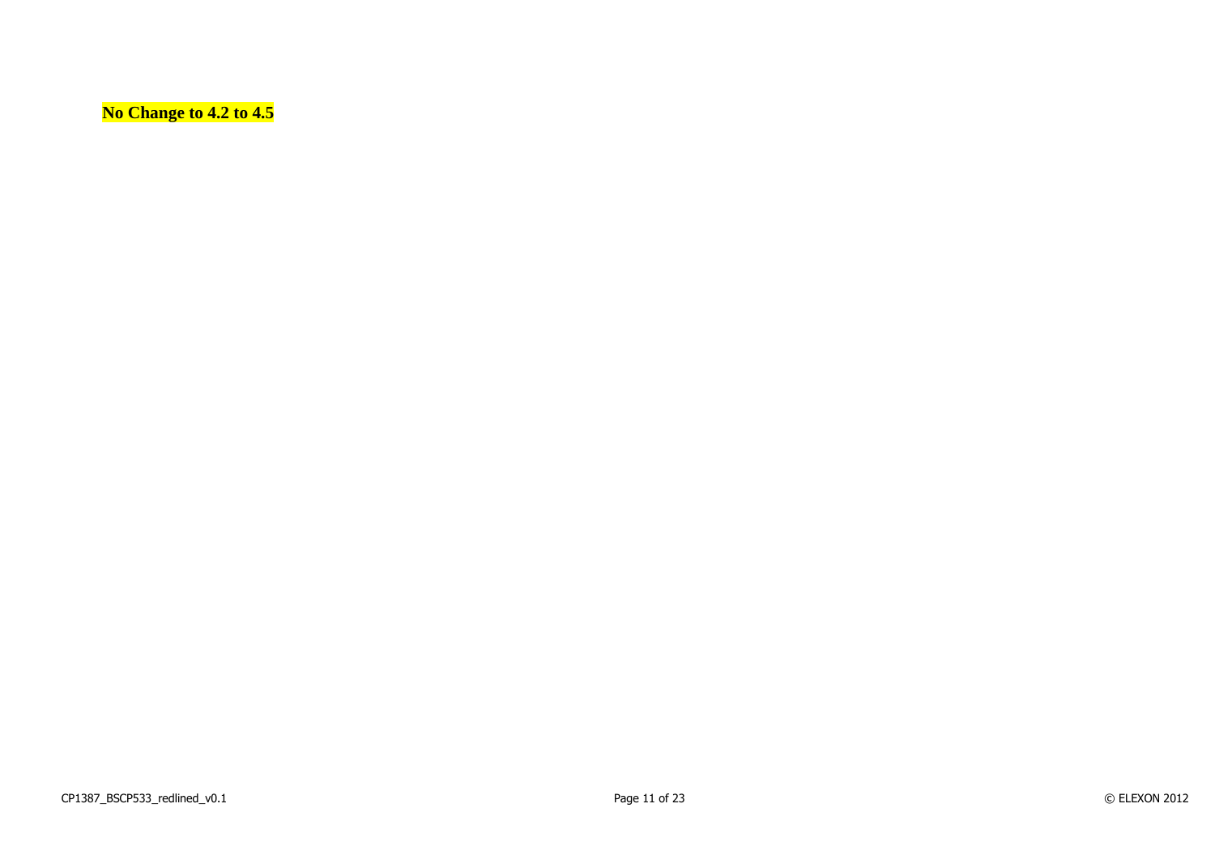**No Change to 4.2 to 4.5**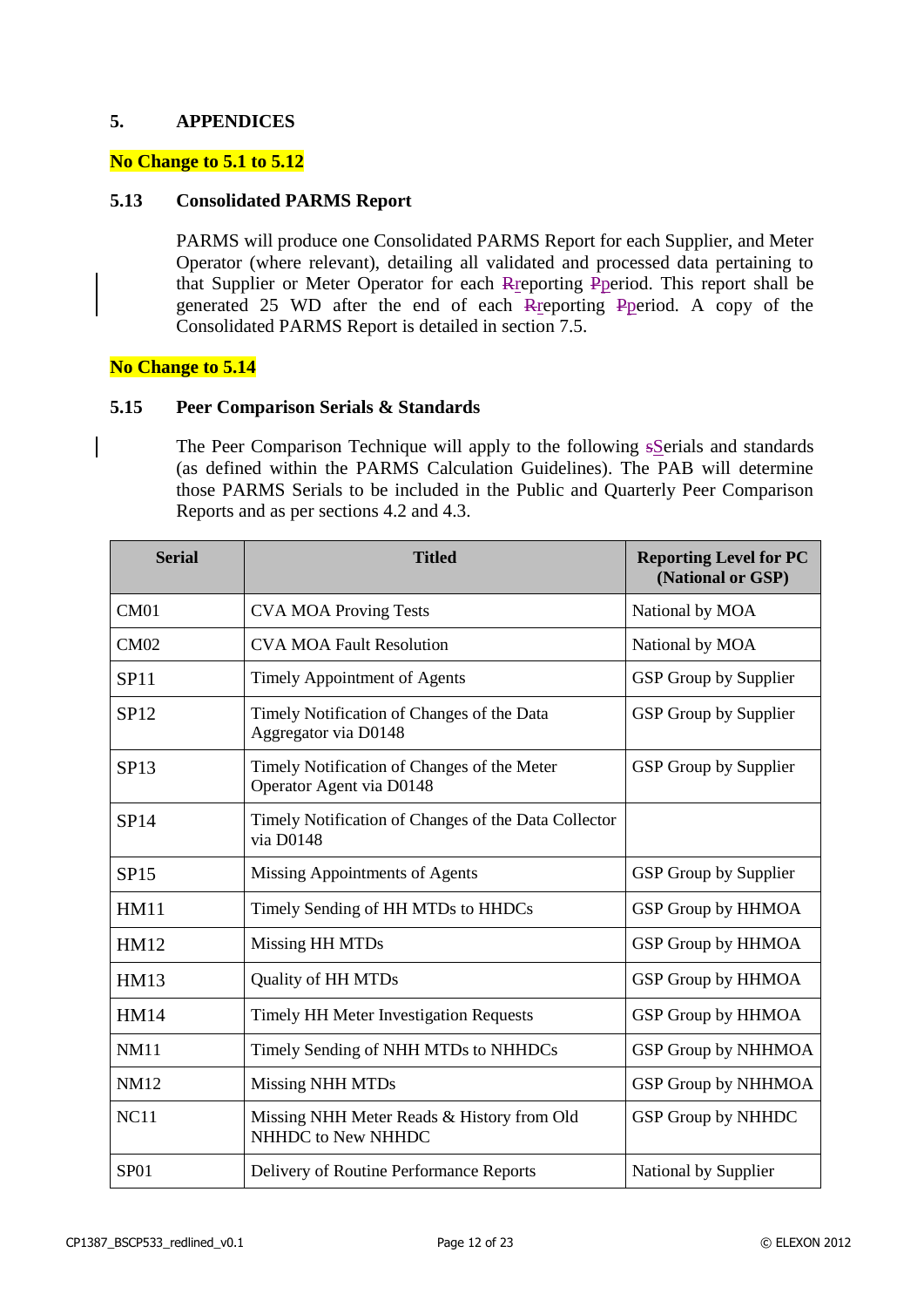## 5. APPENDICES

**No Change to 5.1 to 5.12**

### 5.13 Consolidated PARMS Report

PARMS will produce one Consolidated PARMS Report for each Supplier, and Meter Operator (where relevant), detailing all validated and processed data pertaining to that Supplier or Meter Operator for each Rreporting Pperiod. This report shall be generated 25 WD after the end of each Rreporting Pperiod. A copy of the Consolidated PARMS Report is detailed in section 7.5.

**No Change to 5.14**

### 5.15 Peer Comparison Serials & Standards

The Peer Comparison Technique will apply to the following sSerials and standards (as defined within the PARMS Calculation Guidelines). The PAB will determine those PARMS Serials to be included in the Public and Quarterly Peer Comparison Reports and as per sections 4.2 and 4.3.

| Serial | Titled | Reporting Level for PC (National or GSP) |
|---|---|---|
| CM01 | CVA MOA Proving Tests | National by MOA |
| CM02 | CVA MOA Fault Resolution | National by MOA |
| SP11 | Timely Appointment of Agents | GSP Group by Supplier |
| SP12 | Timely Notification of Changes of the Data Aggregator via D0148 | GSP Group by Supplier |
| SP13 | Timely Notification of Changes of the Meter Operator Agent via D0148 | GSP Group by Supplier |
| SP14 | Timely Notification of Changes of the Data Collector via D0148 | |
| SP15 | Missing Appointments of Agents | GSP Group by Supplier |
| HM11 | Timely Sending of HH MTDs to HHDCs | GSP Group by HHMOA |
| HM12 | Missing HH MTDs | GSP Group by HHMOA |
| HM13 | Quality of HH MTDs | GSP Group by HHMOA |
| HM14 | Timely HH Meter Investigation Requests | GSP Group by HHMOA |
| NM11 | Timely Sending of NHH MTDs to NHHDCs | GSP Group by NHHMOA |
| NM12 | Missing NHH MTDs | GSP Group by NHHMOA |
| NC11 | Missing NHH Meter Reads & History from Old NHHDC to New NHHDC | GSP Group by NHHDC |
| SP01 | Delivery of Routine Performance Reports | National by Supplier |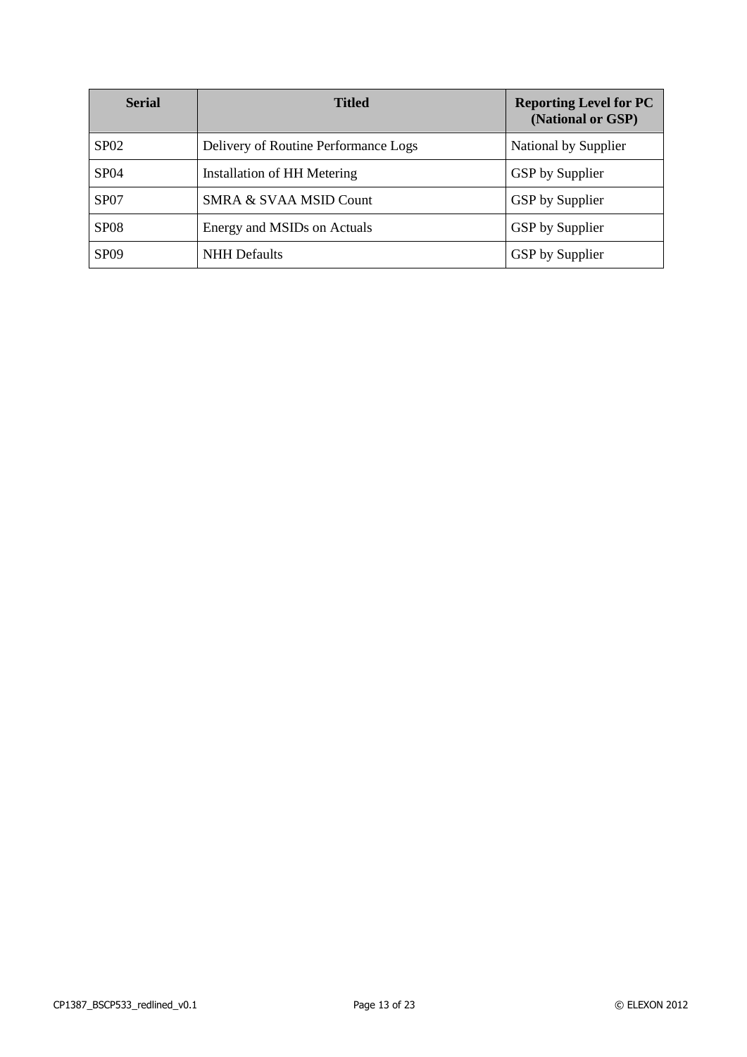| Serial | Titled | Reporting Level for PC (National or GSP) |
| --- | --- | --- |
| SP02 | Delivery of Routine Performance Logs | National by Supplier |
| SP04 | Installation of HH Metering | GSP by Supplier |
| SP07 | SMRA & SVAA MSID Count | GSP by Supplier |
| SP08 | Energy and MSIDs on Actuals | GSP by Supplier |
| SP09 | NHH Defaults | GSP by Supplier |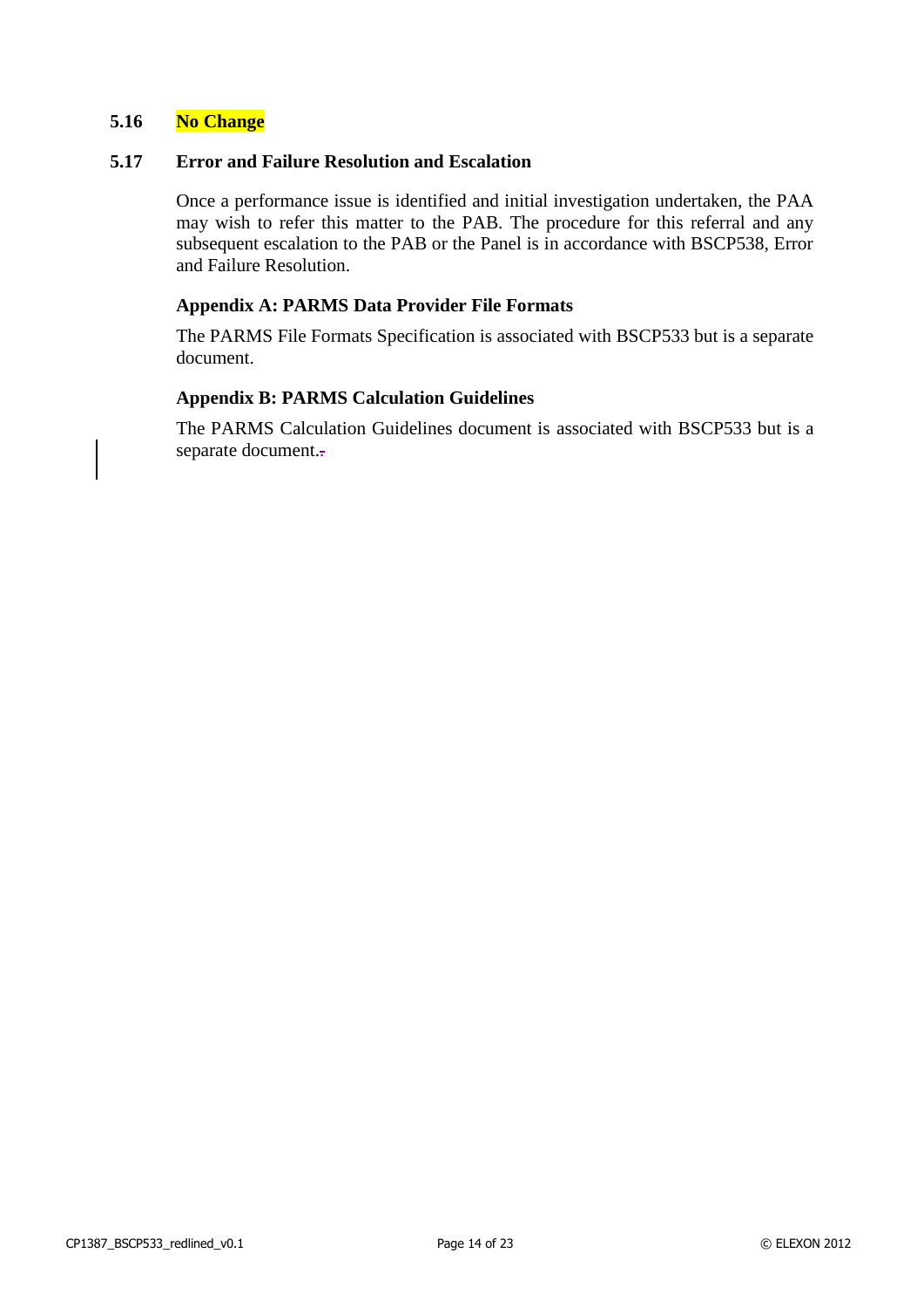## 5.16 No Change

## 5.17 Error and Failure Resolution and Escalation

Once a performance issue is identified and initial investigation undertaken, the PAA may wish to refer this matter to the PAB. The procedure for this referral and any subsequent escalation to the PAB or the Panel is in accordance with BSCP538, Error and Failure Resolution.

### Appendix A: PARMS Data Provider File Formats

The PARMS File Formats Specification is associated with BSCP533 but is a separate document.

### Appendix B: PARMS Calculation Guidelines

The PARMS Calculation Guidelines document is associated with BSCP533 but is a separate document..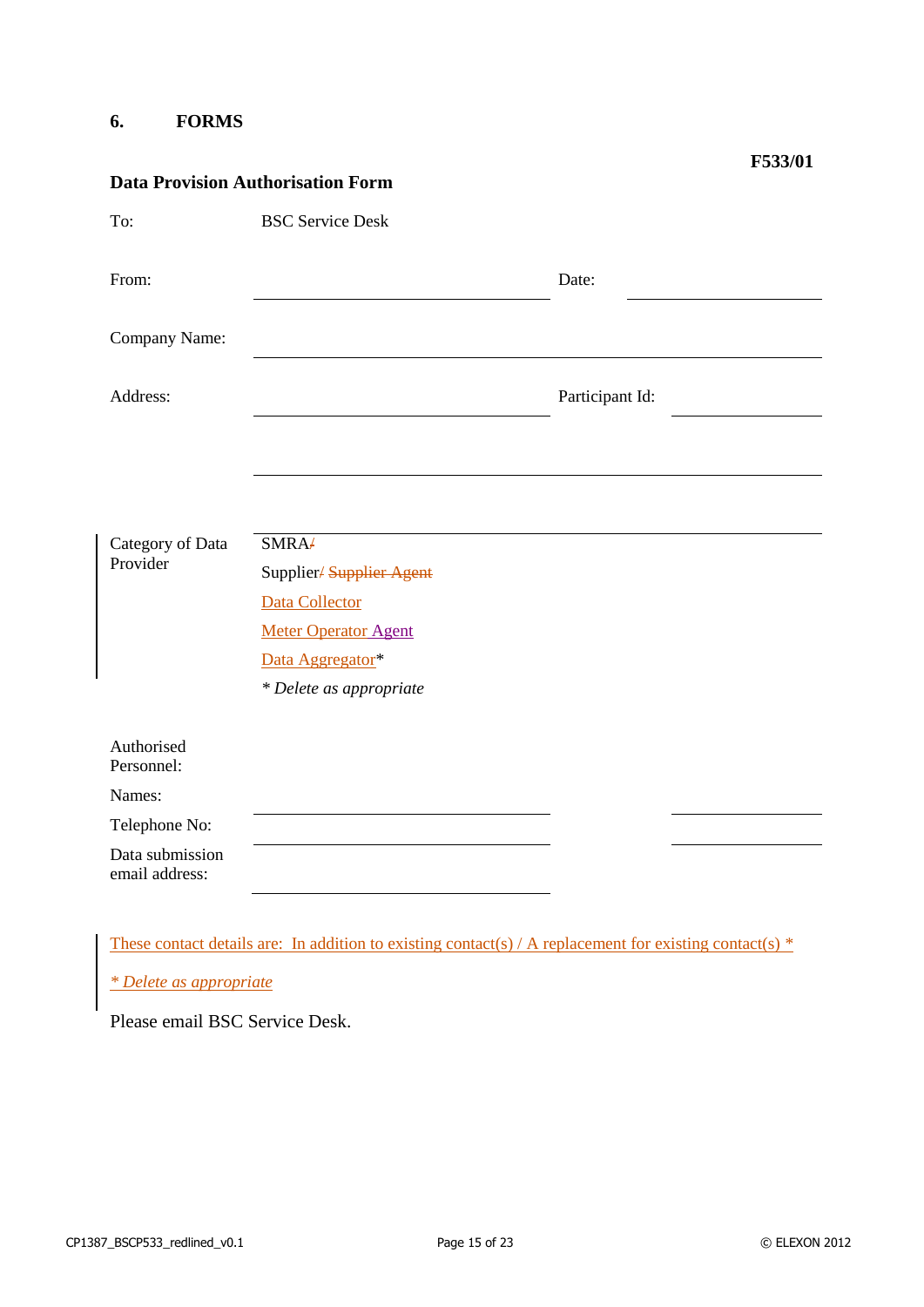## 6. FORMS

**F533/01**

**Data Provision Authorisation Form**

To: BSC Service Desk

From: ______________________ Date: ______________

Company Name: ______________________________________

Address: ______________________ Participant Id: ______________

______________________________________

Category of Data Provider

SMRA/

Supplier/ Supplier Agent

Data Collector

Meter Operator Agent

Data Aggregator*

*\* Delete as appropriate*

Authorised Personnel:

Names: ______________________ ______________

Telephone No: ______________________ ______________

Data submission email address: ______________________

These contact details are: In addition to existing contact(s) / A replacement for existing contact(s) *

*\* Delete as appropriate*

Please email BSC Service Desk.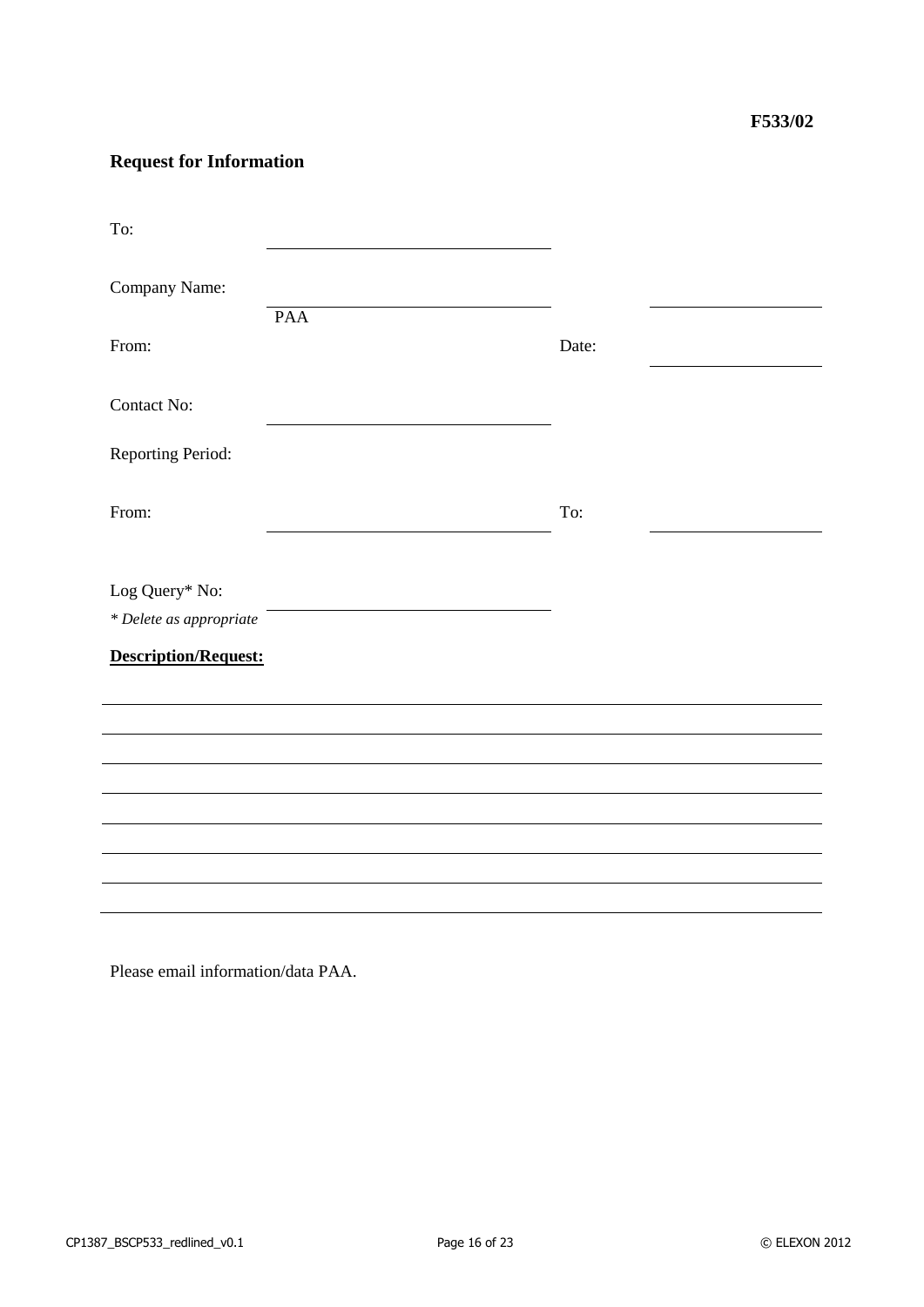**F533/02**

## Request for Information

To: ______________________________

Company Name: ______________________________ ______________________________

From: PAA Date: ______________________________

Contact No: ______________________________

Reporting Period:

From: ______________________________ To: ______________________________

Log Query* No: ______________________________

*\* Delete as appropriate*

**Description/Request:**

______________________________________________________________________________

______________________________________________________________________________

______________________________________________________________________________

______________________________________________________________________________

______________________________________________________________________________

______________________________________________________________________________

______________________________________________________________________________

______________________________________________________________________________

Please email information/data PAA.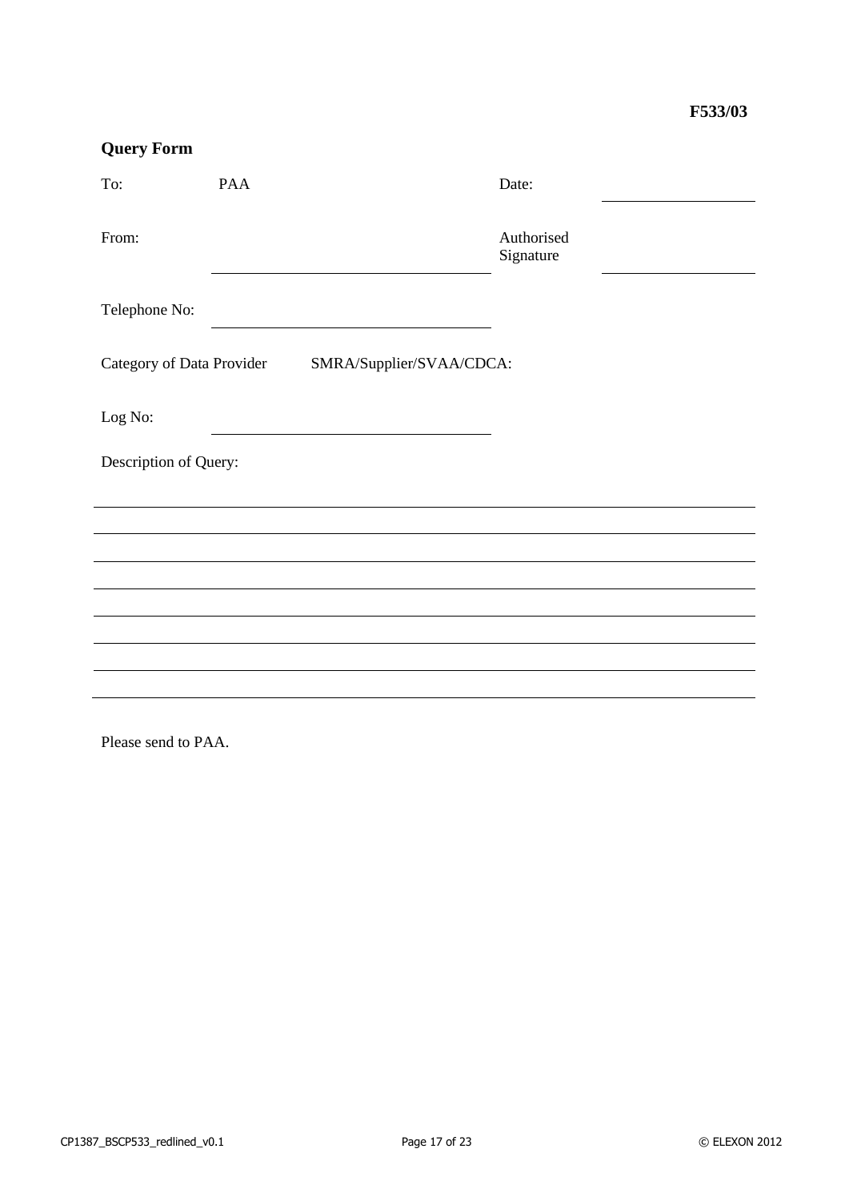**F533/03**

## Query Form

To: PAA

Date: \_\_\_\_\_\_\_\_\_\_\_\_\_\_\_\_

From: \_\_\_\_\_\_\_\_\_\_\_\_\_\_\_\_\_\_\_\_\_\_\_\_\_\_\_\_

Authorised Signature: \_\_\_\_\_\_\_\_\_\_\_\_\_\_\_\_

Telephone No: \_\_\_\_\_\_\_\_\_\_\_\_\_\_\_\_\_\_\_\_\_\_\_\_\_\_\_\_

Category of Data Provider SMRA/Supplier/SVAA/CDCA:

Log No: \_\_\_\_\_\_\_\_\_\_\_\_\_\_\_\_\_\_\_\_\_\_\_\_\_\_\_\_

Description of Query:

\_\_\_\_\_\_\_\_\_\_\_\_\_\_\_\_\_\_\_\_\_\_\_\_\_\_\_\_\_\_\_\_\_\_\_\_\_\_\_\_\_\_\_\_\_\_\_\_\_\_\_\_\_\_\_\_\_\_\_\_\_\_\_\_

\_\_\_\_\_\_\_\_\_\_\_\_\_\_\_\_\_\_\_\_\_\_\_\_\_\_\_\_\_\_\_\_\_\_\_\_\_\_\_\_\_\_\_\_\_\_\_\_\_\_\_\_\_\_\_\_\_\_\_\_\_\_\_\_

\_\_\_\_\_\_\_\_\_\_\_\_\_\_\_\_\_\_\_\_\_\_\_\_\_\_\_\_\_\_\_\_\_\_\_\_\_\_\_\_\_\_\_\_\_\_\_\_\_\_\_\_\_\_\_\_\_\_\_\_\_\_\_\_

\_\_\_\_\_\_\_\_\_\_\_\_\_\_\_\_\_\_\_\_\_\_\_\_\_\_\_\_\_\_\_\_\_\_\_\_\_\_\_\_\_\_\_\_\_\_\_\_\_\_\_\_\_\_\_\_\_\_\_\_\_\_\_\_

\_\_\_\_\_\_\_\_\_\_\_\_\_\_\_\_\_\_\_\_\_\_\_\_\_\_\_\_\_\_\_\_\_\_\_\_\_\_\_\_\_\_\_\_\_\_\_\_\_\_\_\_\_\_\_\_\_\_\_\_\_\_\_\_

\_\_\_\_\_\_\_\_\_\_\_\_\_\_\_\_\_\_\_\_\_\_\_\_\_\_\_\_\_\_\_\_\_\_\_\_\_\_\_\_\_\_\_\_\_\_\_\_\_\_\_\_\_\_\_\_\_\_\_\_\_\_\_\_

\_\_\_\_\_\_\_\_\_\_\_\_\_\_\_\_\_\_\_\_\_\_\_\_\_\_\_\_\_\_\_\_\_\_\_\_\_\_\_\_\_\_\_\_\_\_\_\_\_\_\_\_\_\_\_\_\_\_\_\_\_\_\_\_

\_\_\_\_\_\_\_\_\_\_\_\_\_\_\_\_\_\_\_\_\_\_\_\_\_\_\_\_\_\_\_\_\_\_\_\_\_\_\_\_\_\_\_\_\_\_\_\_\_\_\_\_\_\_\_\_\_\_\_\_\_\_\_\_

Please send to PAA.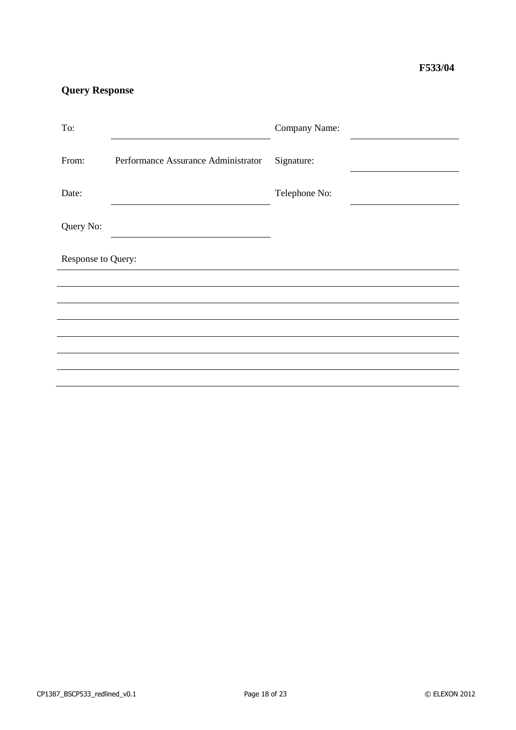**F533/04**

## Query Response

| To: | \_\_\_\_\_\_\_\_\_\_\_\_\_\_\_\_\_\_\_\_\_\_\_\_ | Company Name: | \_\_\_\_\_\_\_\_\_\_\_\_\_\_\_\_ |
|---|---|---|---|
| From: | Performance Assurance Administrator | Signature: | \_\_\_\_\_\_\_\_\_\_\_\_\_\_\_\_ |
| Date: | \_\_\_\_\_\_\_\_\_\_\_\_\_\_\_\_\_\_\_\_\_\_\_\_ | Telephone No: | \_\_\_\_\_\_\_\_\_\_\_\_\_\_\_\_ |
| Query No: | \_\_\_\_\_\_\_\_\_\_\_\_\_\_\_\_\_\_\_\_\_\_\_\_ | | |

Response to Query: \_\_\_\_\_\_\_\_\_\_\_\_\_\_\_\_\_\_\_\_\_\_\_\_\_\_\_\_\_\_\_\_\_\_\_\_\_\_\_\_\_\_\_\_\_\_\_\_\_\_

\_\_\_\_\_\_\_\_\_\_\_\_\_\_\_\_\_\_\_\_\_\_\_\_\_\_\_\_\_\_\_\_\_\_\_\_\_\_\_\_\_\_\_\_\_\_\_\_\_\_\_\_\_\_\_\_\_\_\_\_\_\_\_\_\_\_\_\_\_\_

\_\_\_\_\_\_\_\_\_\_\_\_\_\_\_\_\_\_\_\_\_\_\_\_\_\_\_\_\_\_\_\_\_\_\_\_\_\_\_\_\_\_\_\_\_\_\_\_\_\_\_\_\_\_\_\_\_\_\_\_\_\_\_\_\_\_\_\_\_\_

\_\_\_\_\_\_\_\_\_\_\_\_\_\_\_\_\_\_\_\_\_\_\_\_\_\_\_\_\_\_\_\_\_\_\_\_\_\_\_\_\_\_\_\_\_\_\_\_\_\_\_\_\_\_\_\_\_\_\_\_\_\_\_\_\_\_\_\_\_\_

\_\_\_\_\_\_\_\_\_\_\_\_\_\_\_\_\_\_\_\_\_\_\_\_\_\_\_\_\_\_\_\_\_\_\_\_\_\_\_\_\_\_\_\_\_\_\_\_\_\_\_\_\_\_\_\_\_\_\_\_\_\_\_\_\_\_\_\_\_\_

\_\_\_\_\_\_\_\_\_\_\_\_\_\_\_\_\_\_\_\_\_\_\_\_\_\_\_\_\_\_\_\_\_\_\_\_\_\_\_\_\_\_\_\_\_\_\_\_\_\_\_\_\_\_\_\_\_\_\_\_\_\_\_\_\_\_\_\_\_\_

\_\_\_\_\_\_\_\_\_\_\_\_\_\_\_\_\_\_\_\_\_\_\_\_\_\_\_\_\_\_\_\_\_\_\_\_\_\_\_\_\_\_\_\_\_\_\_\_\_\_\_\_\_\_\_\_\_\_\_\_\_\_\_\_\_\_\_\_\_\_

\_\_\_\_\_\_\_\_\_\_\_\_\_\_\_\_\_\_\_\_\_\_\_\_\_\_\_\_\_\_\_\_\_\_\_\_\_\_\_\_\_\_\_\_\_\_\_\_\_\_\_\_\_\_\_\_\_\_\_\_\_\_\_\_\_\_\_\_\_\_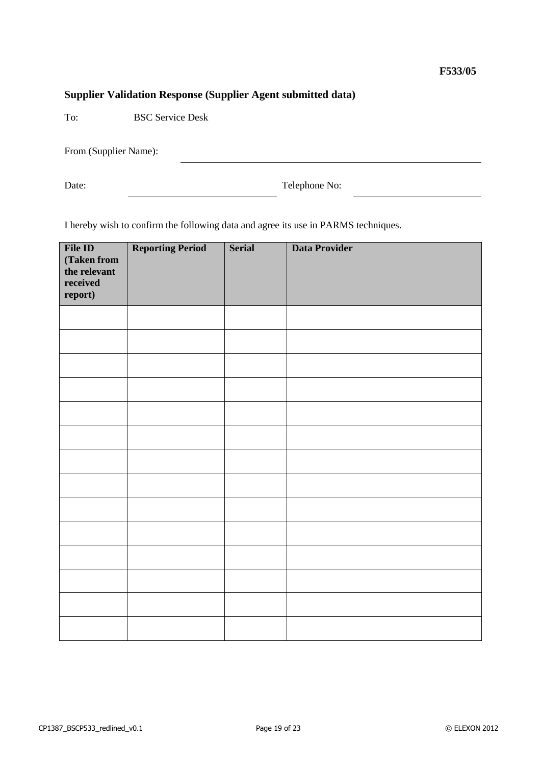**F533/05**

## Supplier Validation Response (Supplier Agent submitted data)

To: BSC Service Desk

From (Supplier Name): ____________________________________________

Date: ______________________ Telephone No: ______________________

I hereby wish to confirm the following data and agree its use in PARMS techniques.

| File ID (Taken from the relevant received report) | Reporting Period | Serial | Data Provider |
|---|---|---|---|
| | | | |
| | | | |
| | | | |
| | | | |
| | | | |
| | | | |
| | | | |
| | | | |
| | | | |
| | | | |
| | | | |
| | | | |
| | | | |
| | | | |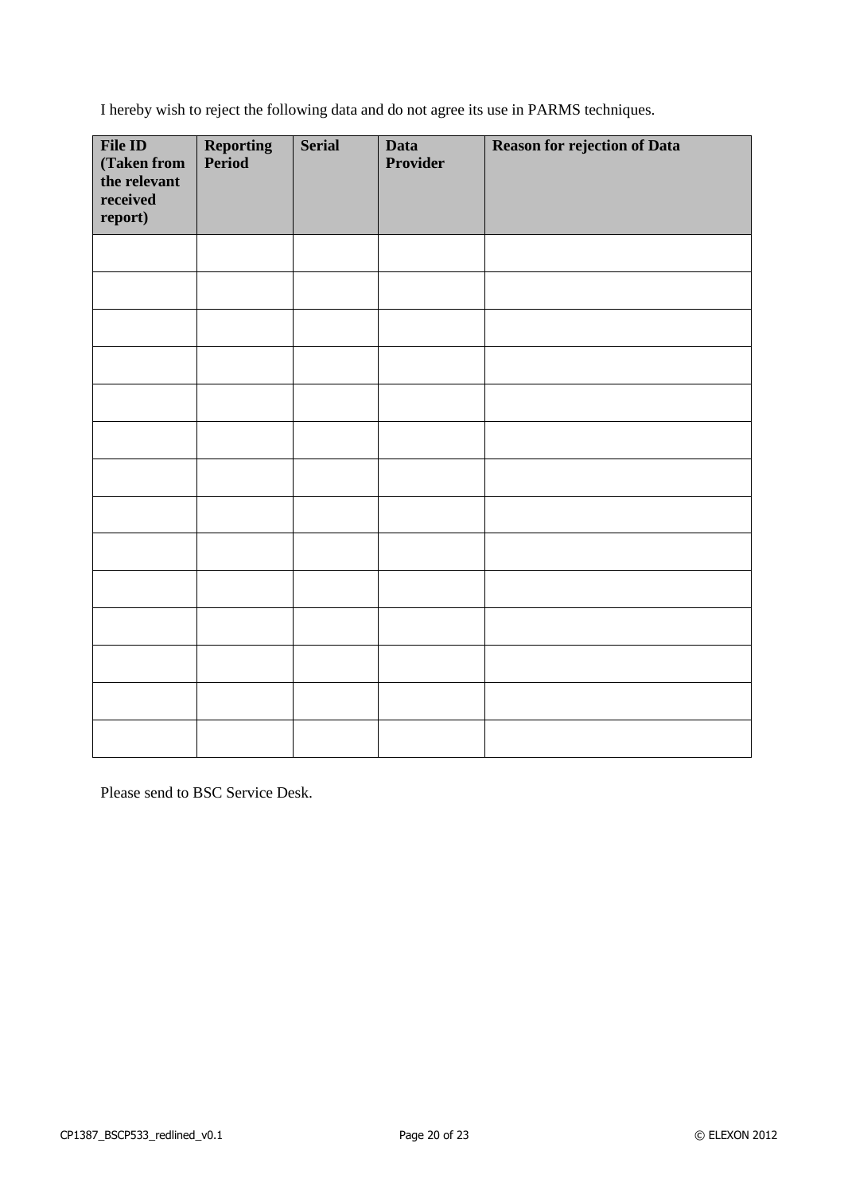I hereby wish to reject the following data and do not agree its use in PARMS techniques.

| File ID (Taken from the relevant received report) | Reporting Period | Serial | Data Provider | Reason for rejection of Data |
|---|---|---|---|---|
| | | | | |
| | | | | |
| | | | | |
| | | | | |
| | | | | |
| | | | | |
| | | | | |
| | | | | |
| | | | | |
| | | | | |
| | | | | |
| | | | | |
| | | | | |
| | | | | |

Please send to BSC Service Desk.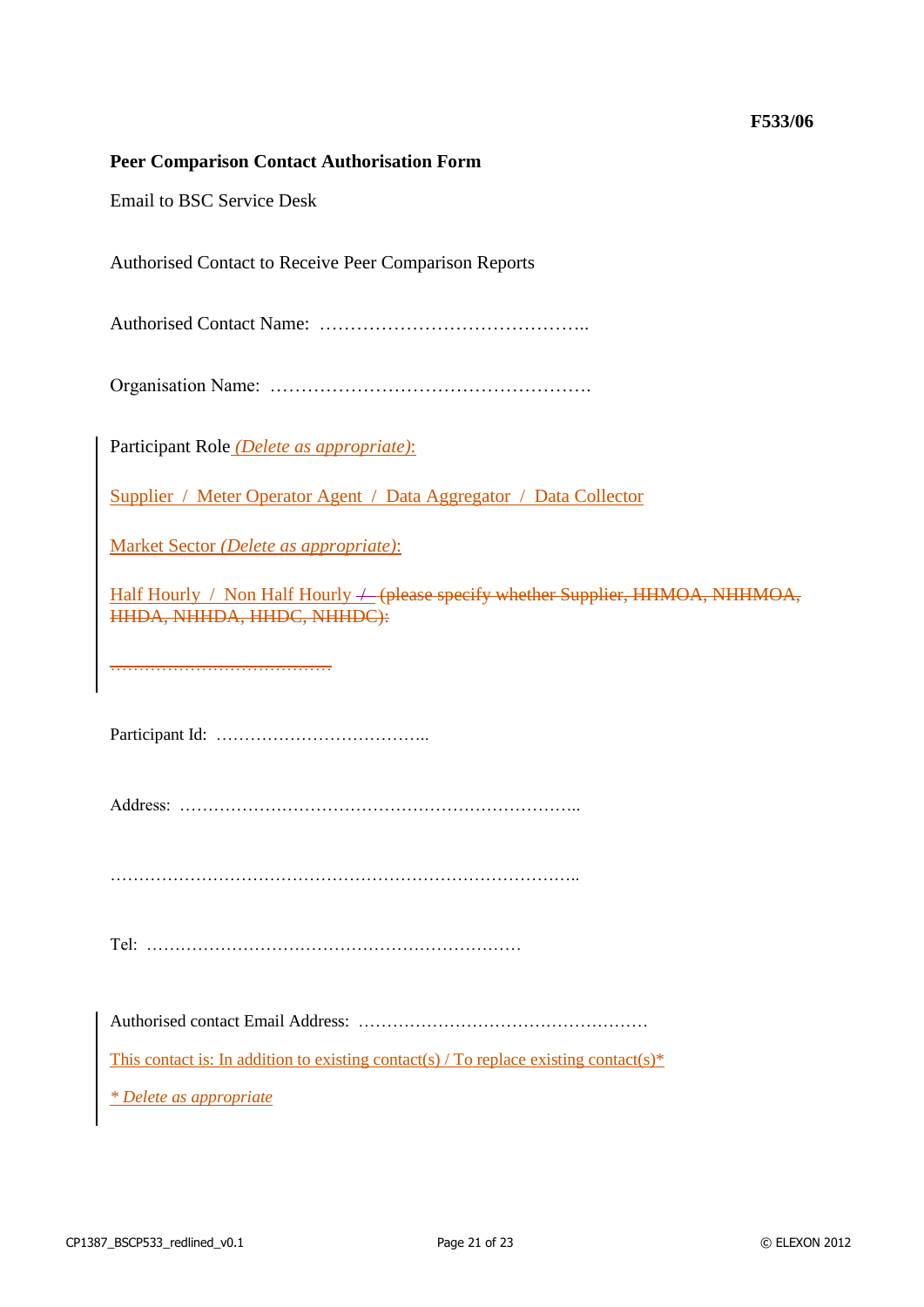F533/06

**Peer Comparison Contact Authorisation Form**

Email to BSC Service Desk

Authorised Contact to Receive Peer Comparison Reports

Authorised Contact Name: ……………………………………..

Organisation Name: …………………………………………….

Participant Role *(Delete as appropriate)*:

Supplier / Meter Operator Agent / Data Aggregator / Data Collector

Market Sector *(Delete as appropriate)*:

Half Hourly / Non Half Hourly / ~~(please specify whether Supplier, HHMOA, NHHMOA, HHDA, NHHDA, HHDC, NHHDC):~~

~~…………………………………~~

Participant Id: ………………………………..

Address: ……………………………………………………………..

……………………………………………………………………..

Tel: …………………………………………………………

Authorised contact Email Address: ……………………………………………

This contact is: In addition to existing contact(s) / To replace existing contact(s)*

*\* Delete as appropriate*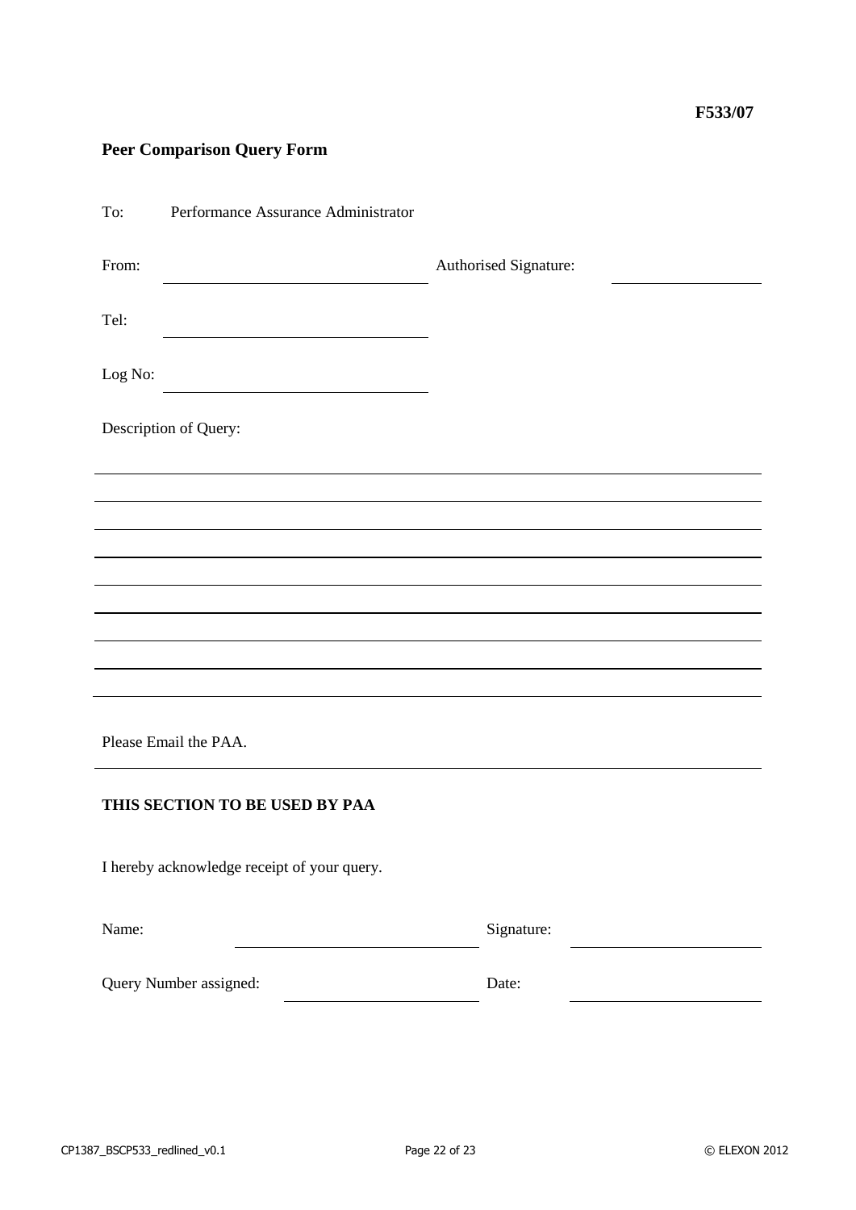**F533/07**

**Peer Comparison Query Form**

To: Performance Assurance Administrator

From: \_\_\_\_\_\_\_\_\_\_\_\_\_\_\_\_\_\_\_\_ Authorised Signature: \_\_\_\_\_\_\_\_\_\_\_\_\_\_\_\_\_\_\_\_

Tel: \_\_\_\_\_\_\_\_\_\_\_\_\_\_\_\_\_\_\_\_

Log No: \_\_\_\_\_\_\_\_\_\_\_\_\_\_\_\_\_\_\_\_

Description of Query:

\_\_\_\_\_\_\_\_\_\_\_\_\_\_\_\_\_\_\_\_\_\_\_\_\_\_\_\_\_\_\_\_\_\_\_\_\_\_\_\_\_\_\_\_\_\_\_\_\_\_\_\_\_\_\_\_\_\_\_\_

\_\_\_\_\_\_\_\_\_\_\_\_\_\_\_\_\_\_\_\_\_\_\_\_\_\_\_\_\_\_\_\_\_\_\_\_\_\_\_\_\_\_\_\_\_\_\_\_\_\_\_\_\_\_\_\_\_\_\_\_

\_\_\_\_\_\_\_\_\_\_\_\_\_\_\_\_\_\_\_\_\_\_\_\_\_\_\_\_\_\_\_\_\_\_\_\_\_\_\_\_\_\_\_\_\_\_\_\_\_\_\_\_\_\_\_\_\_\_\_\_

\_\_\_\_\_\_\_\_\_\_\_\_\_\_\_\_\_\_\_\_\_\_\_\_\_\_\_\_\_\_\_\_\_\_\_\_\_\_\_\_\_\_\_\_\_\_\_\_\_\_\_\_\_\_\_\_\_\_\_\_

\_\_\_\_\_\_\_\_\_\_\_\_\_\_\_\_\_\_\_\_\_\_\_\_\_\_\_\_\_\_\_\_\_\_\_\_\_\_\_\_\_\_\_\_\_\_\_\_\_\_\_\_\_\_\_\_\_\_\_\_

\_\_\_\_\_\_\_\_\_\_\_\_\_\_\_\_\_\_\_\_\_\_\_\_\_\_\_\_\_\_\_\_\_\_\_\_\_\_\_\_\_\_\_\_\_\_\_\_\_\_\_\_\_\_\_\_\_\_\_\_

\_\_\_\_\_\_\_\_\_\_\_\_\_\_\_\_\_\_\_\_\_\_\_\_\_\_\_\_\_\_\_\_\_\_\_\_\_\_\_\_\_\_\_\_\_\_\_\_\_\_\_\_\_\_\_\_\_\_\_\_

\_\_\_\_\_\_\_\_\_\_\_\_\_\_\_\_\_\_\_\_\_\_\_\_\_\_\_\_\_\_\_\_\_\_\_\_\_\_\_\_\_\_\_\_\_\_\_\_\_\_\_\_\_\_\_\_\_\_\_\_

Please Email the PAA.

**THIS SECTION TO BE USED BY PAA**

I hereby acknowledge receipt of your query.

Name: \_\_\_\_\_\_\_\_\_\_\_\_\_\_\_\_\_\_\_\_ Signature: \_\_\_\_\_\_\_\_\_\_\_\_\_\_\_\_\_\_\_\_

Query Number assigned: \_\_\_\_\_\_\_\_\_\_\_\_\_\_\_\_\_\_\_\_ Date: \_\_\_\_\_\_\_\_\_\_\_\_\_\_\_\_\_\_\_\_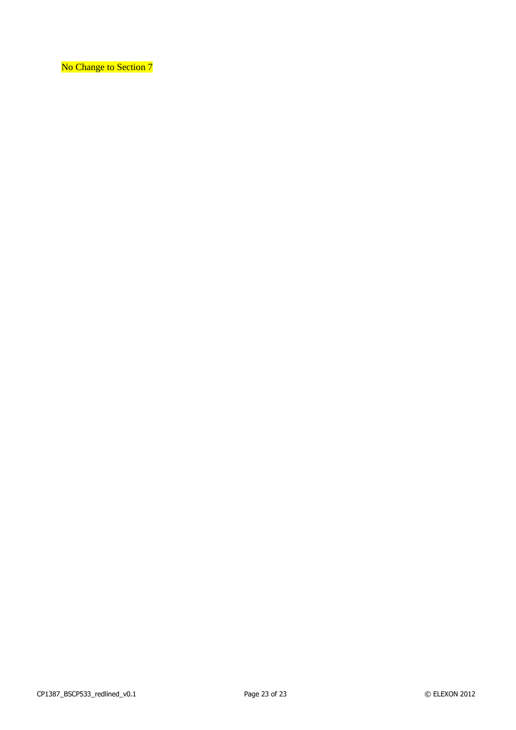No Change to Section 7